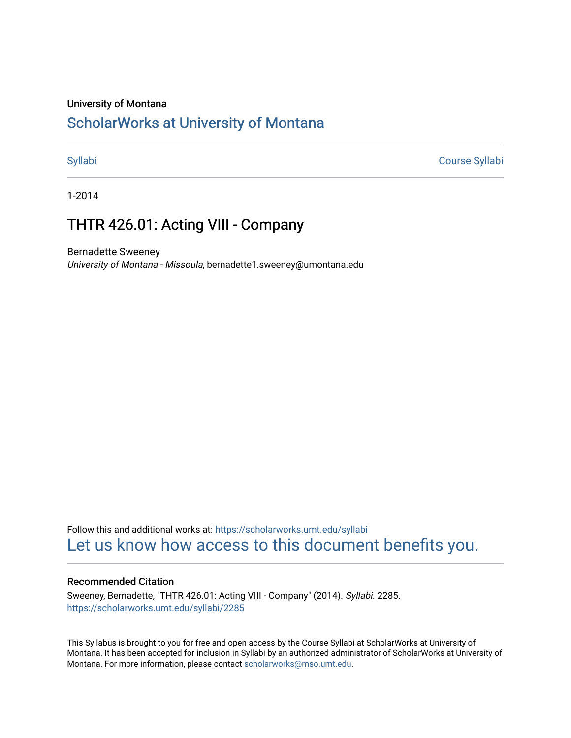University of Montana

# ScholarWorks at University of Montana

Syllabi | Course Syllabi

1-2014

## THTR 426.01: Acting VIII - Company

Bernadette Sweeney
*University of Montana - Missoula*, bernadette1.sweeney@umontana.edu

Follow this and additional works at: https://scholarworks.umt.edu/syllabi

Let us know how access to this document benefits you.

### Recommended Citation

Sweeney, Bernadette, "THTR 426.01: Acting VIII - Company" (2014). *Syllabi*. 2285.
https://scholarworks.umt.edu/syllabi/2285

This Syllabus is brought to you for free and open access by the Course Syllabi at ScholarWorks at University of Montana. It has been accepted for inclusion in Syllabi by an authorized administrator of ScholarWorks at University of Montana. For more information, please contact scholarworks@mso.umt.edu.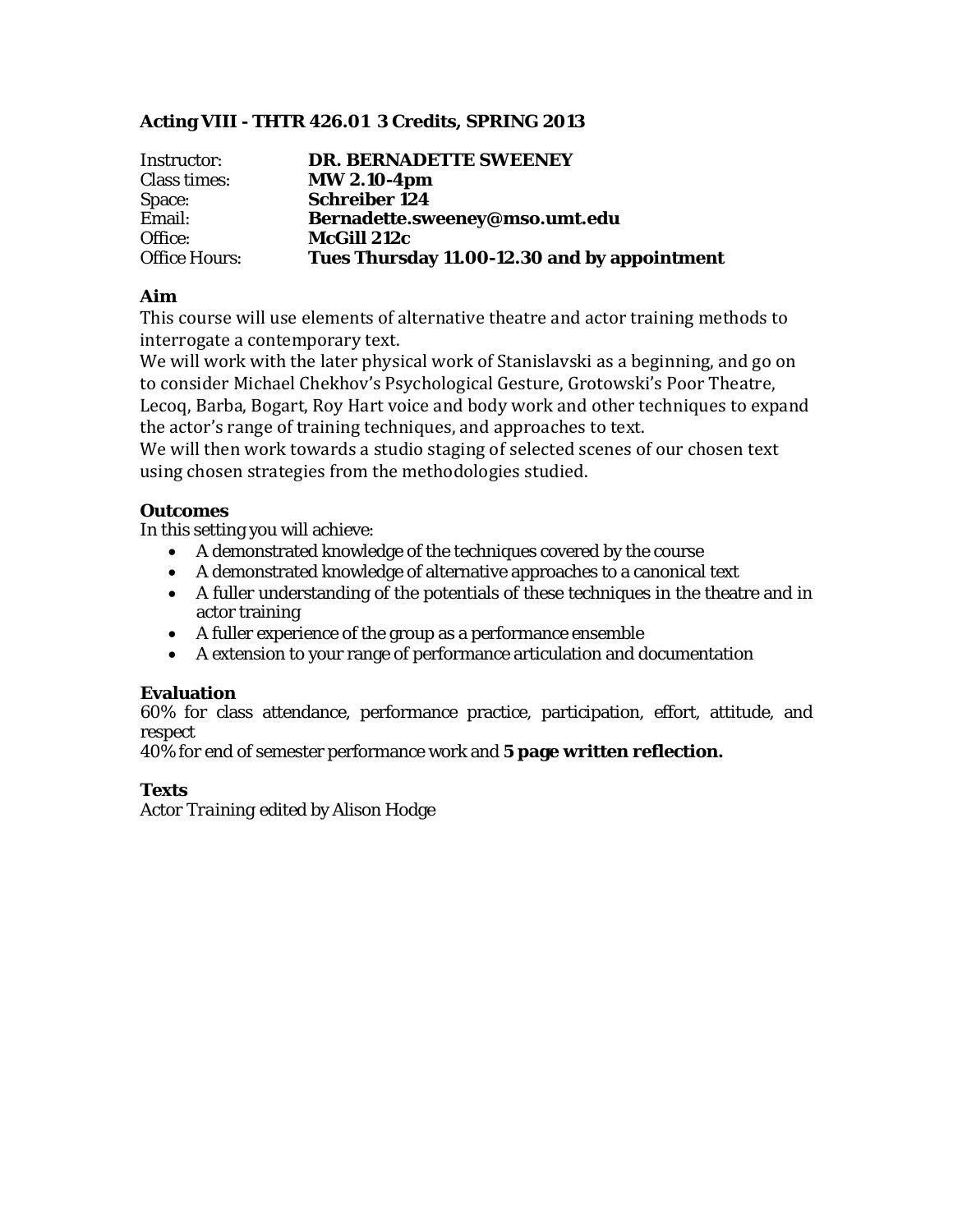### Acting VIII - THTR 426.01 3 Credits, SPRING 2013

| | |
|---|---|
| Instructor: | **DR. BERNADETTE SWEENEY** |
| Class times: | **MW 2.10-4pm** |
| Space: | **Schreiber 124** |
| Email: | **Bernadette.sweeney@mso.umt.edu** |
| Office: | **McGill 212c** |
| Office Hours: | **Tues Thursday 11.00-12.30 and by appointment** |

**Aim**

This course will use elements of alternative theatre and actor training methods to interrogate a contemporary text.

We will work with the later physical work of Stanislavski as a beginning, and go on to consider Michael Chekhov's Psychological Gesture, Grotowski's Poor Theatre, Lecoq, Barba, Bogart, Roy Hart voice and body work and other techniques to expand the actor's range of training techniques, and approaches to text.

We will then work towards a studio staging of selected scenes of our chosen text using chosen strategies from the methodologies studied.

**Outcomes**

In this setting you will achieve:

- A demonstrated knowledge of the techniques covered by the course
- A demonstrated knowledge of alternative approaches to a canonical text
- A fuller understanding of the potentials of these techniques in the theatre and in actor training
- A fuller experience of the group as a performance ensemble
- A extension to your range of performance articulation and documentation

**Evaluation**

60% for class attendance, performance practice, participation, effort, attitude, and respect

40% for end of semester performance work and **5 page written reflection.**

**Texts**

*Actor Training* edited by Alison Hodge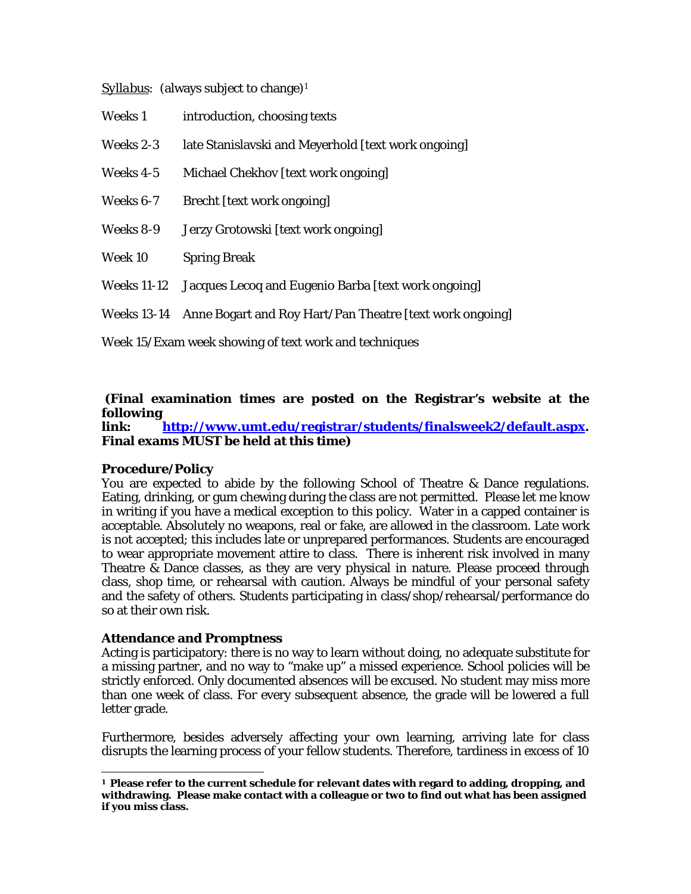_Syllabus_: (always subject to change)[1]

| | |
|---|---|
| Weeks 1 | introduction, choosing texts |
| Weeks 2-3 | late Stanislavski and Meyerhold [text work ongoing] |
| Weeks 4-5 | Michael Chekhov [text work ongoing] |
| Weeks 6-7 | Brecht [text work ongoing] |
| Weeks 8-9 | Jerzy Grotowski [text work ongoing] |
| Week 10 | Spring Break |
| Weeks 11-12 | Jacques Lecoq and Eugenio Barba [text work ongoing] |
| Weeks 13-14 | Anne Bogart and Roy Hart/Pan Theatre [text work ongoing] |

Week 15/Exam week showing of text work and techniques

**(Final examination times are posted on the Registrar's website at the following link: [http://www.umt.edu/registrar/students/finalsweek2/default.aspx](http://www.umt.edu/registrar/students/finalsweek2/default.aspx). Final exams MUST be held at this time)**

### Procedure/Policy

You are expected to abide by the following School of Theatre & Dance regulations. Eating, drinking, or gum chewing during the class are not permitted. Please let me know in writing if you have a medical exception to this policy. Water in a capped container is acceptable. Absolutely no weapons, real or fake, are allowed in the classroom. Late work is not accepted; this includes late or unprepared performances. Students are encouraged to wear appropriate movement attire to class. There is inherent risk involved in many Theatre & Dance classes, as they are very physical in nature. Please proceed through class, shop time, or rehearsal with caution. Always be mindful of your personal safety and the safety of others. Students participating in class/shop/rehearsal/performance do so at their own risk.

### Attendance and Promptness

Acting is participatory: there is no way to learn without doing, no adequate substitute for a missing partner, and no way to "make up" a missed experience. School policies will be strictly enforced. Only documented absences will be excused. No student may miss more than one week of class. For every subsequent absence, the grade will be lowered a full letter grade.

Furthermore, besides adversely affecting your own learning, arriving late for class disrupts the learning process of your fellow students. Therefore, tardiness in excess of 10

---

**[1] Please refer to the current schedule for relevant dates with regard to adding, dropping, and withdrawing. Please make contact with a colleague or two to find out what has been assigned if you miss class.**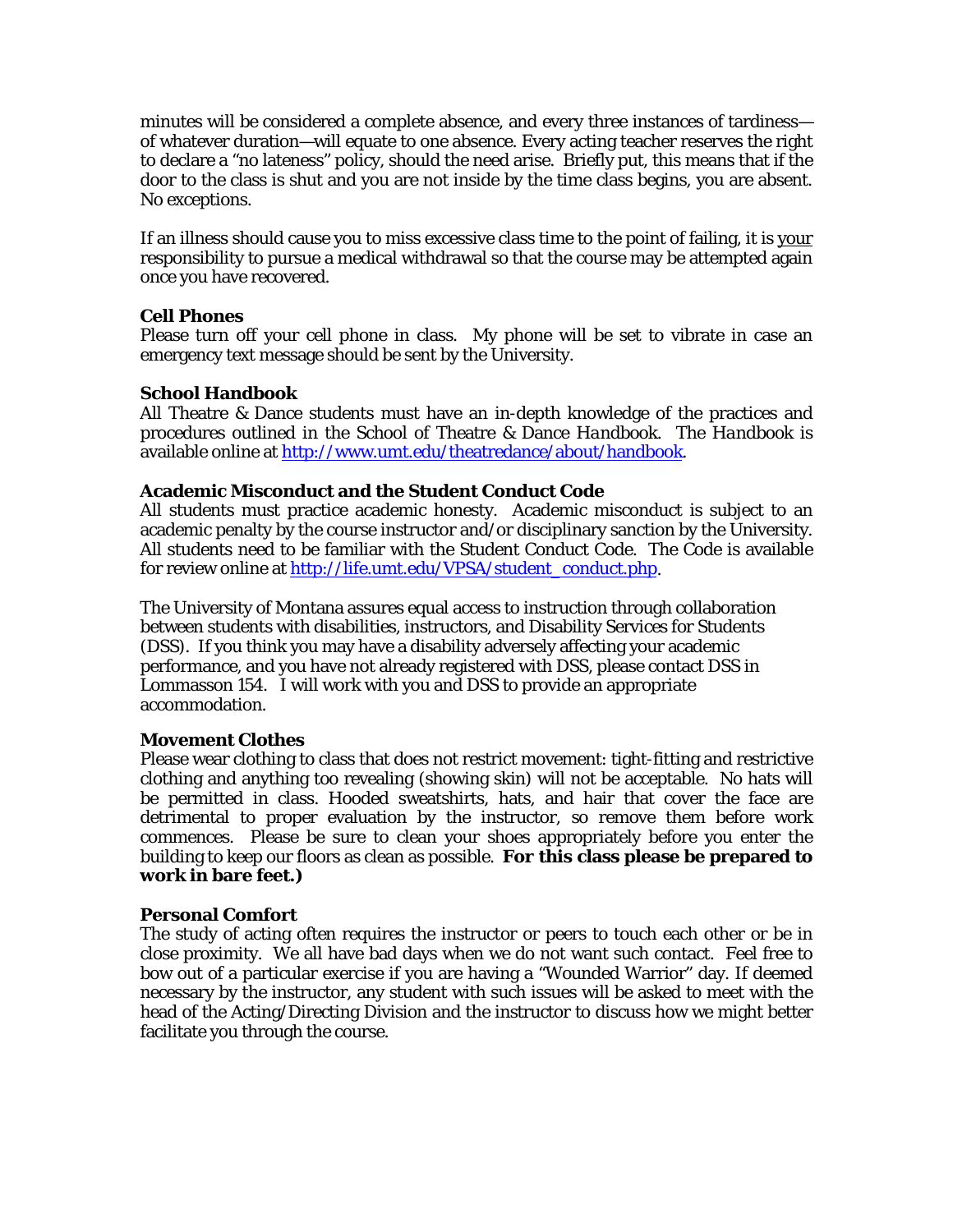minutes will be considered a complete absence, and every three instances of tardiness—of whatever duration—will equate to one absence. Every acting teacher reserves the right to declare a "no lateness" policy, should the need arise. Briefly put, this means that if the door to the class is shut and you are not inside by the time class begins, you are absent. No exceptions.

If an illness should cause you to miss excessive class time to the point of failing, it is your responsibility to pursue a medical withdrawal so that the course may be attempted again once you have recovered.

**Cell Phones**
Please turn off your cell phone in class. My phone will be set to vibrate in case an emergency text message should be sent by the University.

**School Handbook**
All Theatre & Dance students must have an in-depth knowledge of the practices and procedures outlined in the School of Theatre & Dance *Handbook*. The *Handbook* is available online at http://www.umt.edu/theatredance/about/handbook.

**Academic Misconduct and the Student Conduct Code**
All students must practice academic honesty. Academic misconduct is subject to an academic penalty by the course instructor and/or disciplinary sanction by the University. All students need to be familiar with the Student Conduct Code. The Code is available for review online at http://life.umt.edu/VPSA/student_conduct.php.

The University of Montana assures equal access to instruction through collaboration between students with disabilities, instructors, and Disability Services for Students (DSS). If you think you may have a disability adversely affecting your academic performance, and you have not already registered with DSS, please contact DSS in Lommasson 154. I will work with you and DSS to provide an appropriate accommodation.

**Movement Clothes**
Please wear clothing to class that does not restrict movement: tight-fitting and restrictive clothing and anything too revealing (showing skin) will not be acceptable. No hats will be permitted in class. Hooded sweatshirts, hats, and hair that cover the face are detrimental to proper evaluation by the instructor, so remove them before work commences. Please be sure to clean your shoes appropriately before you enter the building to keep our floors as clean as possible. **For this class please be prepared to work in bare feet.)**

**Personal Comfort**
The study of acting often requires the instructor or peers to touch each other or be in close proximity. We all have bad days when we do not want such contact. Feel free to bow out of a particular exercise if you are having a "Wounded Warrior" day. If deemed necessary by the instructor, any student with such issues will be asked to meet with the head of the Acting/Directing Division and the instructor to discuss how we might better facilitate you through the course.